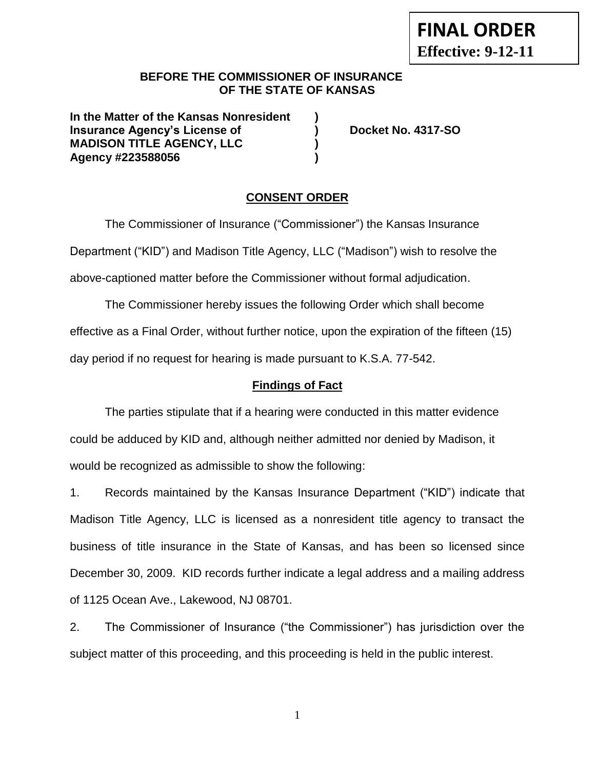**FINAL ORDER**
**Effective: 9-12-11**

**BEFORE THE COMMISSIONER OF INSURANCE**
**OF THE STATE OF KANSAS**

**In the Matter of the Kansas Nonresident )**
**Insurance Agency's License of ) Docket No. 4317-SO**
**MADISON TITLE AGENCY, LLC )**
**Agency #223588056 )**

## CONSENT ORDER

The Commissioner of Insurance ("Commissioner") the Kansas Insurance Department ("KID") and Madison Title Agency, LLC ("Madison") wish to resolve the above-captioned matter before the Commissioner without formal adjudication.

The Commissioner hereby issues the following Order which shall become effective as a Final Order, without further notice, upon the expiration of the fifteen (15) day period if no request for hearing is made pursuant to K.S.A. 77-542.

### Findings of Fact

The parties stipulate that if a hearing were conducted in this matter evidence could be adduced by KID and, although neither admitted nor denied by Madison, it would be recognized as admissible to show the following:

1. Records maintained by the Kansas Insurance Department ("KID") indicate that Madison Title Agency, LLC is licensed as a nonresident title agency to transact the business of title insurance in the State of Kansas, and has been so licensed since December 30, 2009. KID records further indicate a legal address and a mailing address of 1125 Ocean Ave., Lakewood, NJ 08701.

2. The Commissioner of Insurance ("the Commissioner") has jurisdiction over the subject matter of this proceeding, and this proceeding is held in the public interest.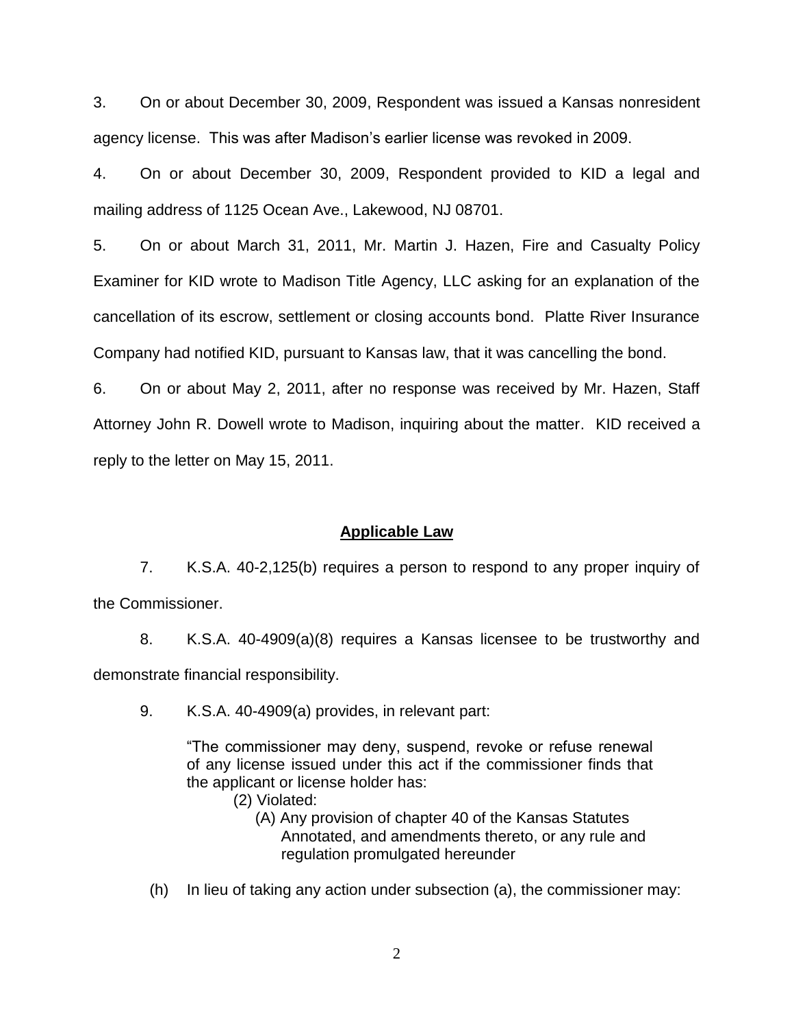3. On or about December 30, 2009, Respondent was issued a Kansas nonresident agency license. This was after Madison's earlier license was revoked in 2009.

4. On or about December 30, 2009, Respondent provided to KID a legal and mailing address of 1125 Ocean Ave., Lakewood, NJ 08701.

5. On or about March 31, 2011, Mr. Martin J. Hazen, Fire and Casualty Policy Examiner for KID wrote to Madison Title Agency, LLC asking for an explanation of the cancellation of its escrow, settlement or closing accounts bond. Platte River Insurance Company had notified KID, pursuant to Kansas law, that it was cancelling the bond.

6. On or about May 2, 2011, after no response was received by Mr. Hazen, Staff Attorney John R. Dowell wrote to Madison, inquiring about the matter. KID received a reply to the letter on May 15, 2011.

## Applicable Law

7. K.S.A. 40-2,125(b) requires a person to respond to any proper inquiry of the Commissioner.

8. K.S.A. 40-4909(a)(8) requires a Kansas licensee to be trustworthy and demonstrate financial responsibility.

9. K.S.A. 40-4909(a) provides, in relevant part:

> "The commissioner may deny, suspend, revoke or refuse renewal of any license issued under this act if the commissioner finds that the applicant or license holder has:
>
> (2) Violated:
>
> (A) Any provision of chapter 40 of the Kansas Statutes Annotated, and amendments thereto, or any rule and regulation promulgated hereunder

(h) In lieu of taking any action under subsection (a), the commissioner may: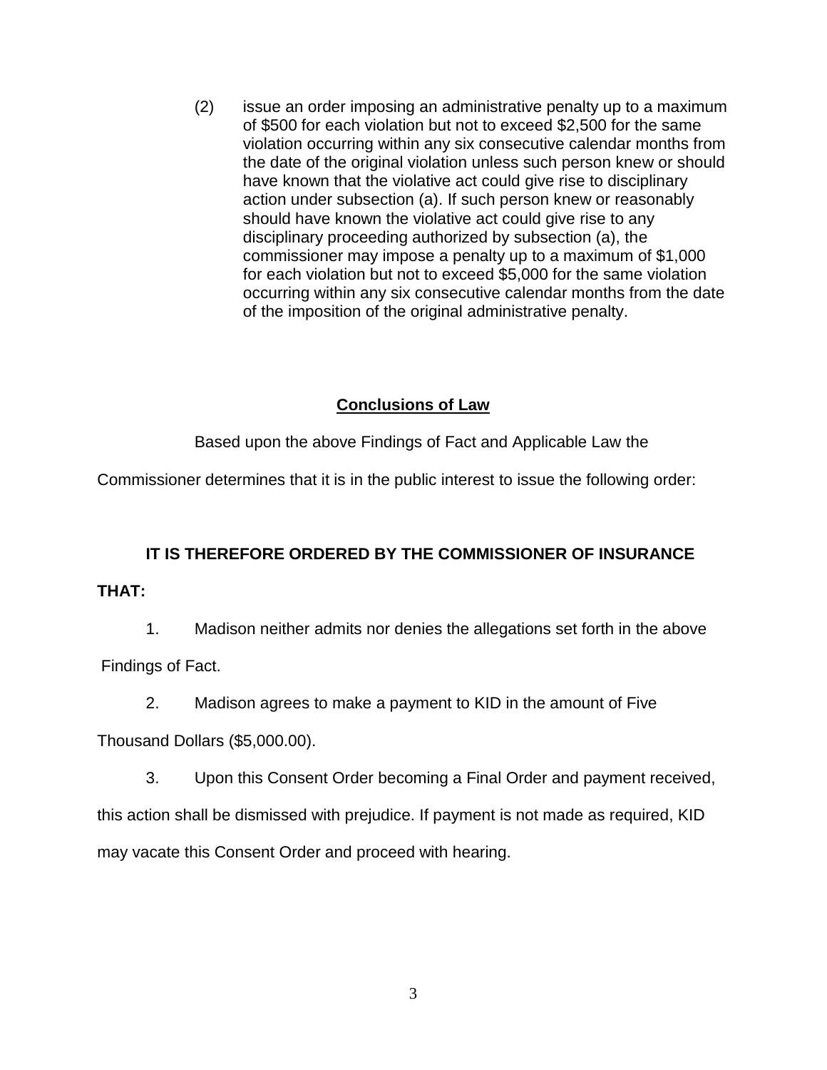(2) issue an order imposing an administrative penalty up to a maximum of $500 for each violation but not to exceed $2,500 for the same violation occurring within any six consecutive calendar months from the date of the original violation unless such person knew or should have known that the violative act could give rise to disciplinary action under subsection (a). If such person knew or reasonably should have known the violative act could give rise to any disciplinary proceeding authorized by subsection (a), the commissioner may impose a penalty up to a maximum of $1,000 for each violation but not to exceed $5,000 for the same violation occurring within any six consecutive calendar months from the date of the imposition of the original administrative penalty.

## Conclusions of Law

Based upon the above Findings of Fact and Applicable Law the Commissioner determines that it is in the public interest to issue the following order:

**IT IS THEREFORE ORDERED BY THE COMMISSIONER OF INSURANCE THAT:**

1. Madison neither admits nor denies the allegations set forth in the above Findings of Fact.

2. Madison agrees to make a payment to KID in the amount of Five Thousand Dollars ($5,000.00).

3. Upon this Consent Order becoming a Final Order and payment received, this action shall be dismissed with prejudice. If payment is not made as required, KID may vacate this Consent Order and proceed with hearing.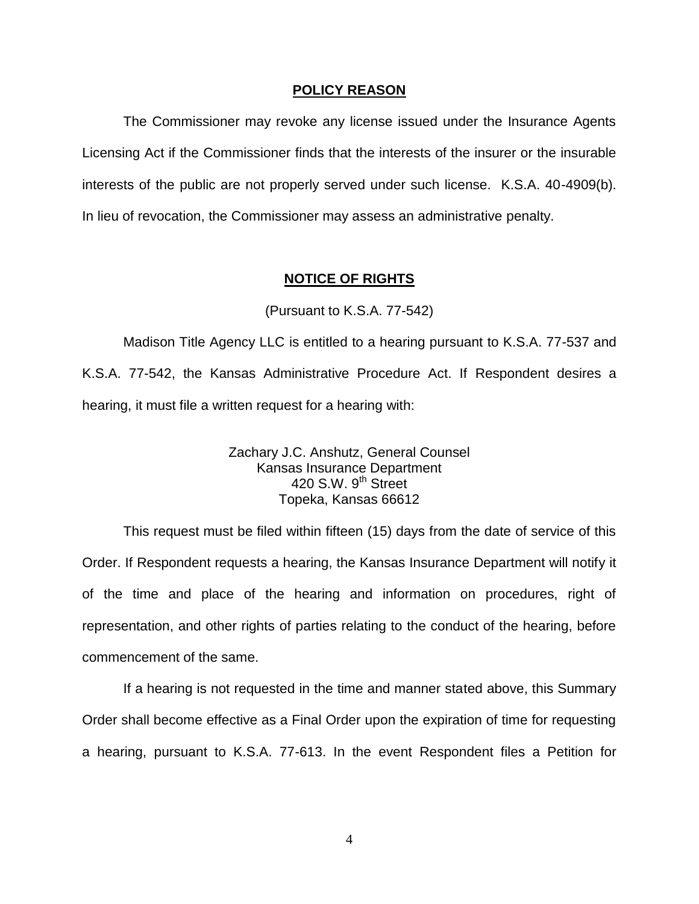## **POLICY REASON**

The Commissioner may revoke any license issued under the Insurance Agents Licensing Act if the Commissioner finds that the interests of the insurer or the insurable interests of the public are not properly served under such license. K.S.A. 40-4909(b). In lieu of revocation, the Commissioner may assess an administrative penalty.

## **NOTICE OF RIGHTS**

(Pursuant to K.S.A. 77-542)

Madison Title Agency LLC is entitled to a hearing pursuant to K.S.A. 77-537 and K.S.A. 77-542, the Kansas Administrative Procedure Act. If Respondent desires a hearing, it must file a written request for a hearing with:

Zachary J.C. Anshutz, General Counsel
Kansas Insurance Department
420 S.W. 9th Street
Topeka, Kansas 66612

This request must be filed within fifteen (15) days from the date of service of this Order. If Respondent requests a hearing, the Kansas Insurance Department will notify it of the time and place of the hearing and information on procedures, right of representation, and other rights of parties relating to the conduct of the hearing, before commencement of the same.

If a hearing is not requested in the time and manner stated above, this Summary Order shall become effective as a Final Order upon the expiration of time for requesting a hearing, pursuant to K.S.A. 77-613. In the event Respondent files a Petition for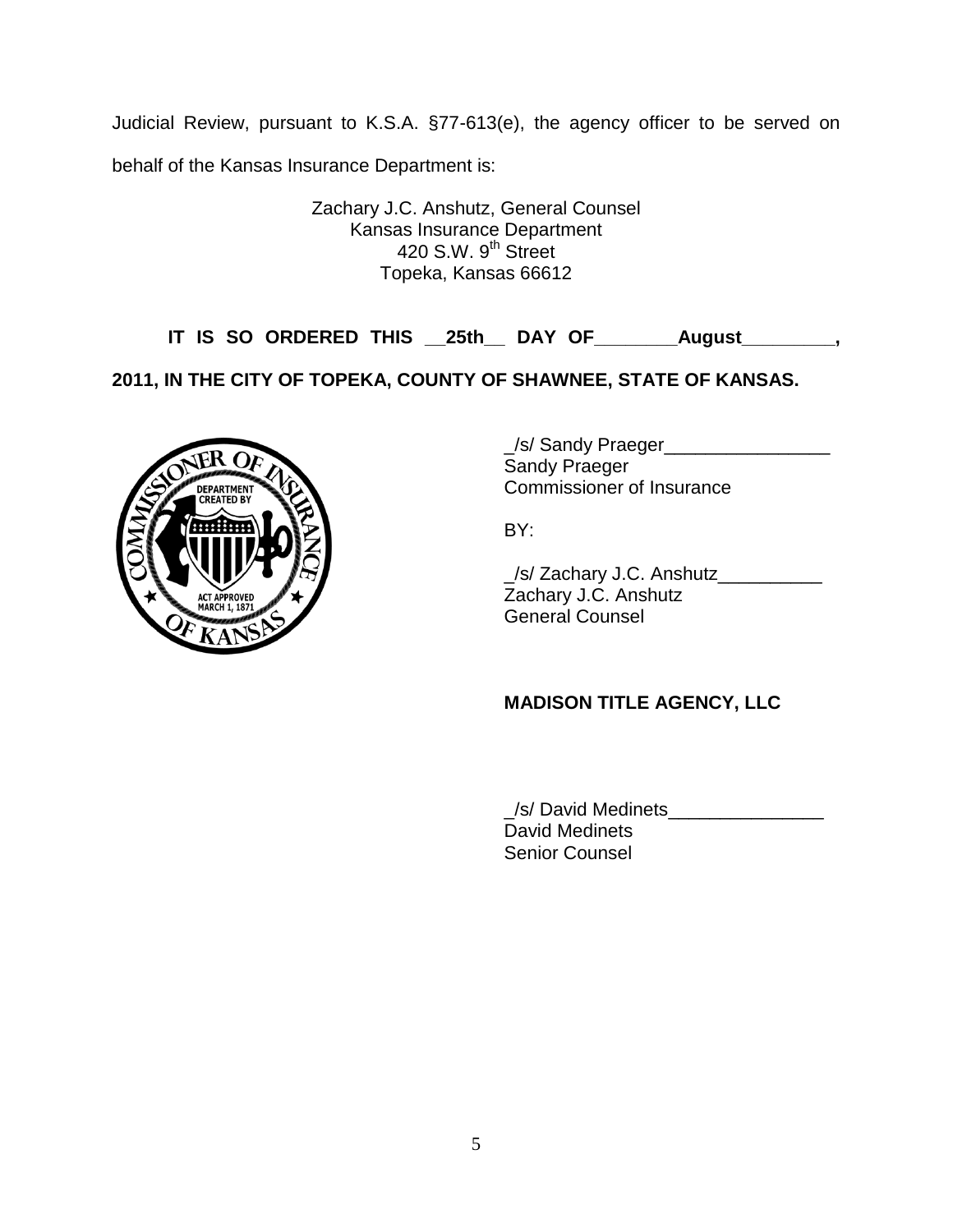Judicial Review, pursuant to K.S.A. §77-613(e), the agency officer to be served on behalf of the Kansas Insurance Department is:

Zachary J.C. Anshutz, General Counsel
Kansas Insurance Department
420 S.W. 9th Street
Topeka, Kansas 66612

**IT IS SO ORDERED THIS __25th__ DAY OF________August_________, 2011, IN THE CITY OF TOPEKA, COUNTY OF SHAWNEE, STATE OF KANSAS.**

_/s/ Sandy Praeger________________
Sandy Praeger
Commissioner of Insurance

BY:

_/s/ Zachary J.C. Anshutz__________
Zachary J.C. Anshutz
General Counsel

**MADISON TITLE AGENCY, LLC**

_/s/ David Medinets_______________
David Medinets
Senior Counsel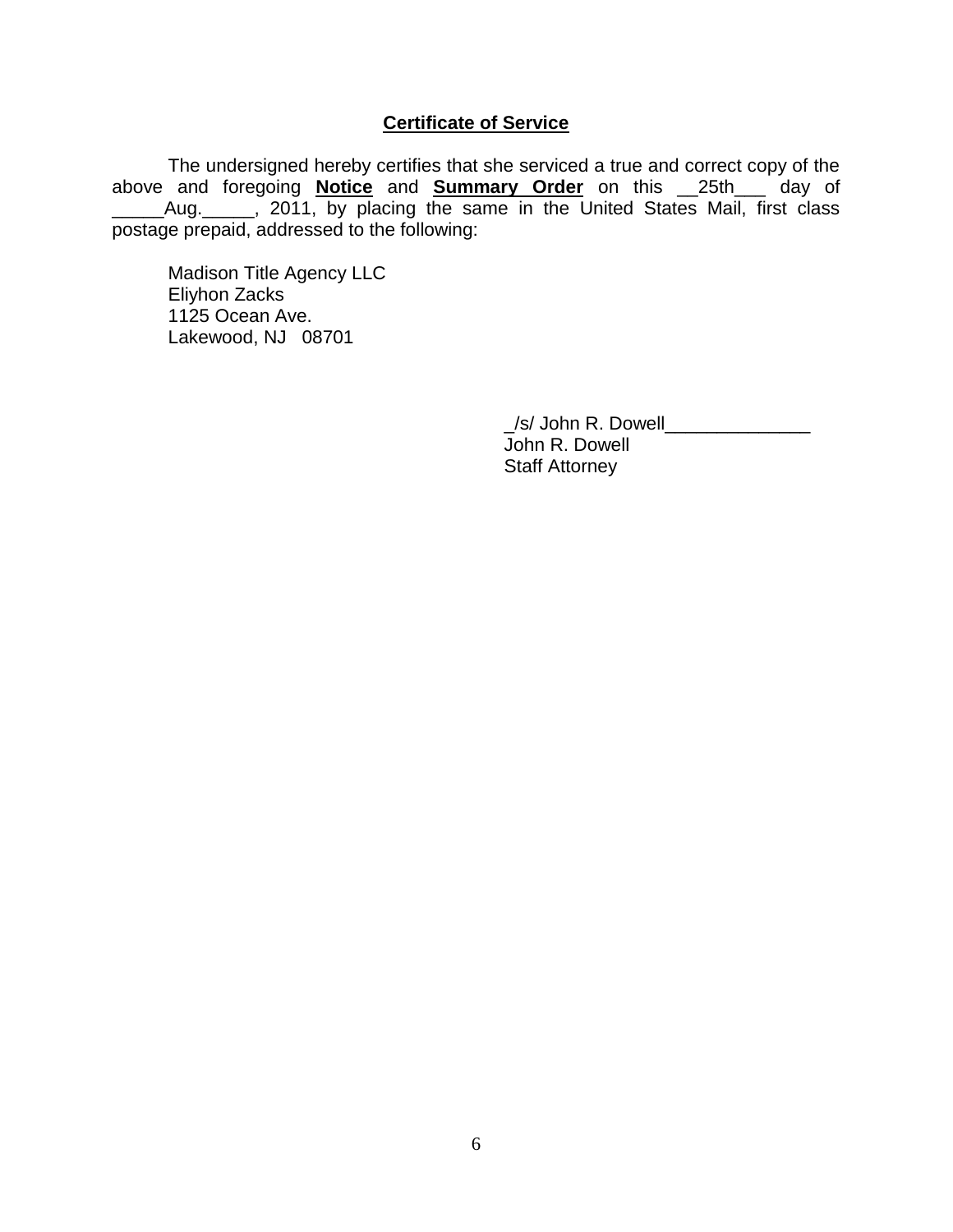**Certificate of Service**

The undersigned hereby certifies that she serviced a true and correct copy of the above and foregoing **Notice** and **Summary Order** on this __25th___ day of _____Aug._____, 2011, by placing the same in the United States Mail, first class postage prepaid, addressed to the following:

Madison Title Agency LLC
Eliyhon Zacks
1125 Ocean Ave.
Lakewood, NJ 08701

_/s/ John R. Dowell______________
John R. Dowell
Staff Attorney